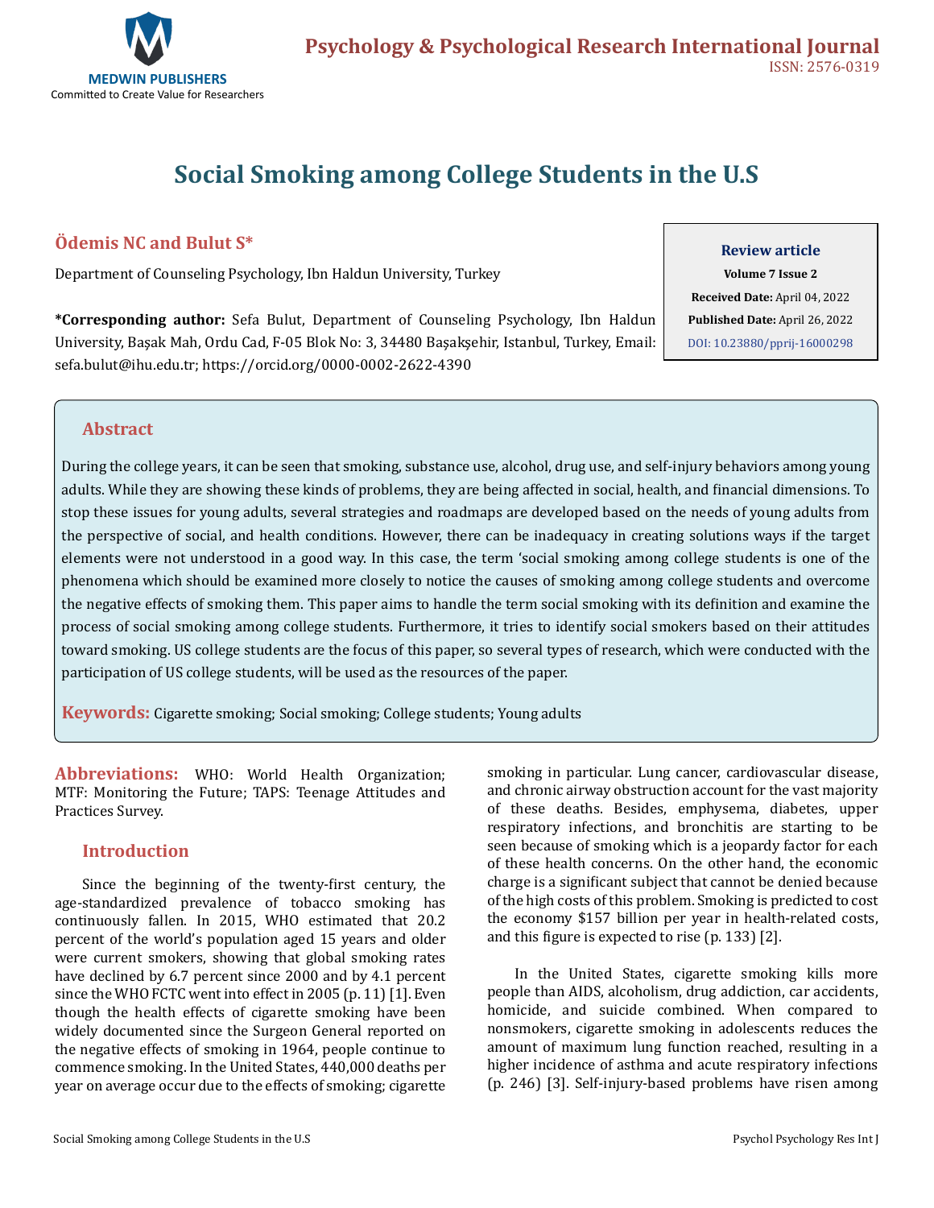# Social Smoking among College Students in the U.S

## Ödemis NC and Bulut S*

Department of Counseling Psychology, Ibn Haldun University, Turkey

**\*Corresponding author:** Sefa Bulut, Department of Counseling Psychology, Ibn Haldun University, Başak Mah, Ordu Cad, F-05 Blok No: 3, 34480 Başakşehir, Istanbul, Turkey, Email: sefa.bulut@ihu.edu.tr; https://orcid.org/0000-0002-2622-4390

**Review article**
**Volume 7 Issue 2**
**Received Date:** April 04, 2022
**Published Date:** April 26, 2022
DOI: 10.23880/pprij-16000298

## Abstract

During the college years, it can be seen that smoking, substance use, alcohol, drug use, and self-injury behaviors among young adults. While they are showing these kinds of problems, they are being affected in social, health, and financial dimensions. To stop these issues for young adults, several strategies and roadmaps are developed based on the needs of young adults from the perspective of social, and health conditions. However, there can be inadequacy in creating solutions ways if the target elements were not understood in a good way. In this case, the term 'social smoking among college students is one of the phenomena which should be examined more closely to notice the causes of smoking among college students and overcome the negative effects of smoking them. This paper aims to handle the term social smoking with its definition and examine the process of social smoking among college students. Furthermore, it tries to identify social smokers based on their attitudes toward smoking. US college students are the focus of this paper, so several types of research, which were conducted with the participation of US college students, will be used as the resources of the paper.

**Keywords:** Cigarette smoking; Social smoking; College students; Young adults

**Abbreviations:** WHO: World Health Organization; MTF: Monitoring the Future; TAPS: Teenage Attitudes and Practices Survey.

## Introduction

Since the beginning of the twenty-first century, the age-standardized prevalence of tobacco smoking has continuously fallen. In 2015, WHO estimated that 20.2 percent of the world's population aged 15 years and older were current smokers, showing that global smoking rates have declined by 6.7 percent since 2000 and by 4.1 percent since the WHO FCTC went into effect in 2005 (p. 11) [1]. Even though the health effects of cigarette smoking have been widely documented since the Surgeon General reported on the negative effects of smoking in 1964, people continue to commence smoking. In the United States, 440,000 deaths per year on average occur due to the effects of smoking; cigarette smoking in particular. Lung cancer, cardiovascular disease, and chronic airway obstruction account for the vast majority of these deaths. Besides, emphysema, diabetes, upper respiratory infections, and bronchitis are starting to be seen because of smoking which is a jeopardy factor for each of these health concerns. On the other hand, the economic charge is a significant subject that cannot be denied because of the high costs of this problem. Smoking is predicted to cost the economy $157 billion per year in health-related costs, and this figure is expected to rise (p. 133) [2].

In the United States, cigarette smoking kills more people than AIDS, alcoholism, drug addiction, car accidents, homicide, and suicide combined. When compared to nonsmokers, cigarette smoking in adolescents reduces the amount of maximum lung function reached, resulting in a higher incidence of asthma and acute respiratory infections (p. 246) [3]. Self-injury-based problems have risen among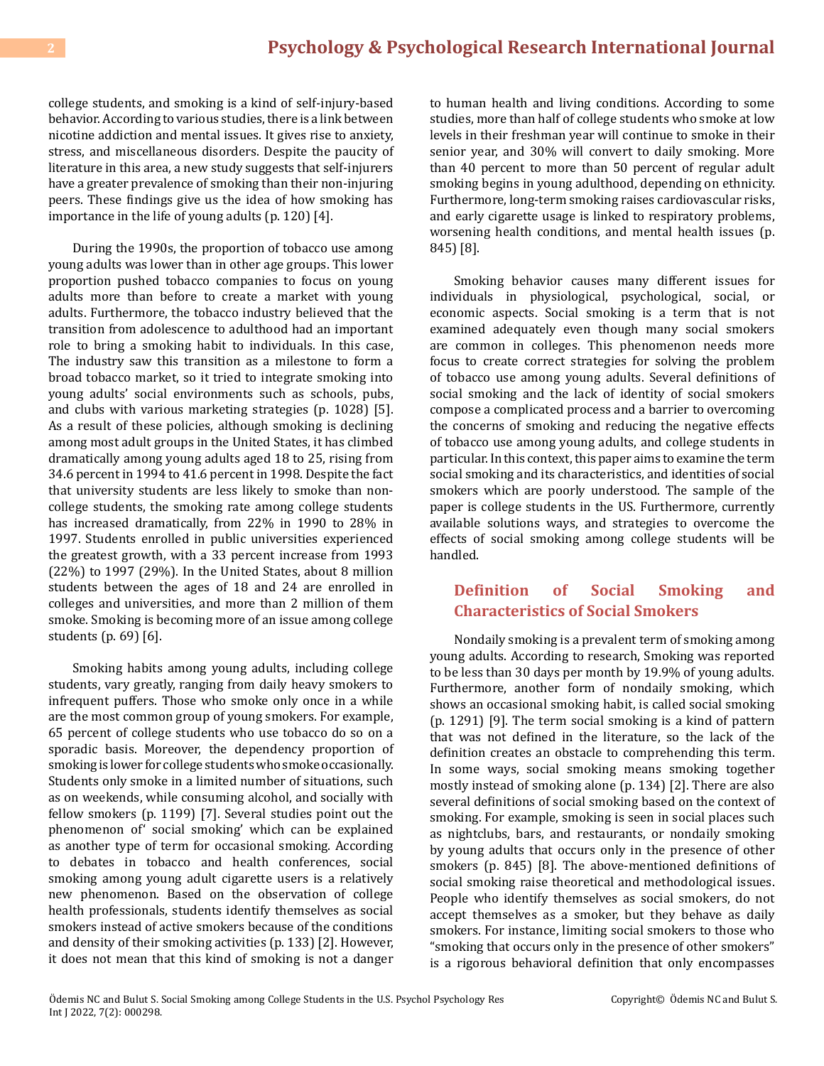college students, and smoking is a kind of self-injury-based behavior. According to various studies, there is a link between nicotine addiction and mental issues. It gives rise to anxiety, stress, and miscellaneous disorders. Despite the paucity of literature in this area, a new study suggests that self-injurers have a greater prevalence of smoking than their non-injuring peers. These findings give us the idea of how smoking has importance in the life of young adults (p. 120) [4].

During the 1990s, the proportion of tobacco use among young adults was lower than in other age groups. This lower proportion pushed tobacco companies to focus on young adults more than before to create a market with young adults. Furthermore, the tobacco industry believed that the transition from adolescence to adulthood had an important role to bring a smoking habit to individuals. In this case, The industry saw this transition as a milestone to form a broad tobacco market, so it tried to integrate smoking into young adults' social environments such as schools, pubs, and clubs with various marketing strategies (p. 1028) [5]. As a result of these policies, although smoking is declining among most adult groups in the United States, it has climbed dramatically among young adults aged 18 to 25, rising from 34.6 percent in 1994 to 41.6 percent in 1998. Despite the fact that university students are less likely to smoke than non-college students, the smoking rate among college students has increased dramatically, from 22% in 1990 to 28% in 1997. Students enrolled in public universities experienced the greatest growth, with a 33 percent increase from 1993 (22%) to 1997 (29%). In the United States, about 8 million students between the ages of 18 and 24 are enrolled in colleges and universities, and more than 2 million of them smoke. Smoking is becoming more of an issue among college students (p. 69) [6].

Smoking habits among young adults, including college students, vary greatly, ranging from daily heavy smokers to infrequent puffers. Those who smoke only once in a while are the most common group of young smokers. For example, 65 percent of college students who use tobacco do so on a sporadic basis. Moreover, the dependency proportion of smoking is lower for college students who smoke occasionally. Students only smoke in a limited number of situations, such as on weekends, while consuming alcohol, and socially with fellow smokers (p. 1199) [7]. Several studies point out the phenomenon of' social smoking' which can be explained as another type of term for occasional smoking. According to debates in tobacco and health conferences, social smoking among young adult cigarette users is a relatively new phenomenon. Based on the observation of college health professionals, students identify themselves as social smokers instead of active smokers because of the conditions and density of their smoking activities (p. 133) [2]. However, it does not mean that this kind of smoking is not a danger to human health and living conditions. According to some studies, more than half of college students who smoke at low levels in their freshman year will continue to smoke in their senior year, and 30% will convert to daily smoking. More than 40 percent to more than 50 percent of regular adult smoking begins in young adulthood, depending on ethnicity. Furthermore, long-term smoking raises cardiovascular risks, and early cigarette usage is linked to respiratory problems, worsening health conditions, and mental health issues (p. 845) [8].

Smoking behavior causes many different issues for individuals in physiological, psychological, social, or economic aspects. Social smoking is a term that is not examined adequately even though many social smokers are common in colleges. This phenomenon needs more focus to create correct strategies for solving the problem of tobacco use among young adults. Several definitions of social smoking and the lack of identity of social smokers compose a complicated process and a barrier to overcoming the concerns of smoking and reducing the negative effects of tobacco use among young adults, and college students in particular. In this context, this paper aims to examine the term social smoking and its characteristics, and identities of social smokers which are poorly understood. The sample of the paper is college students in the US. Furthermore, currently available solutions ways, and strategies to overcome the effects of social smoking among college students will be handled.

## Definition of Social Smoking and Characteristics of Social Smokers

Nondaily smoking is a prevalent term of smoking among young adults. According to research, Smoking was reported to be less than 30 days per month by 19.9% of young adults. Furthermore, another form of nondaily smoking, which shows an occasional smoking habit, is called social smoking (p. 1291) [9]. The term social smoking is a kind of pattern that was not defined in the literature, so the lack of the definition creates an obstacle to comprehending this term. In some ways, social smoking means smoking together mostly instead of smoking alone (p. 134) [2]. There are also several definitions of social smoking based on the context of smoking. For example, smoking is seen in social places such as nightclubs, bars, and restaurants, or nondaily smoking by young adults that occurs only in the presence of other smokers (p. 845) [8]. The above-mentioned definitions of social smoking raise theoretical and methodological issues. People who identify themselves as social smokers, do not accept themselves as a smoker, but they behave as daily smokers. For instance, limiting social smokers to those who "smoking that occurs only in the presence of other smokers" is a rigorous behavioral definition that only encompasses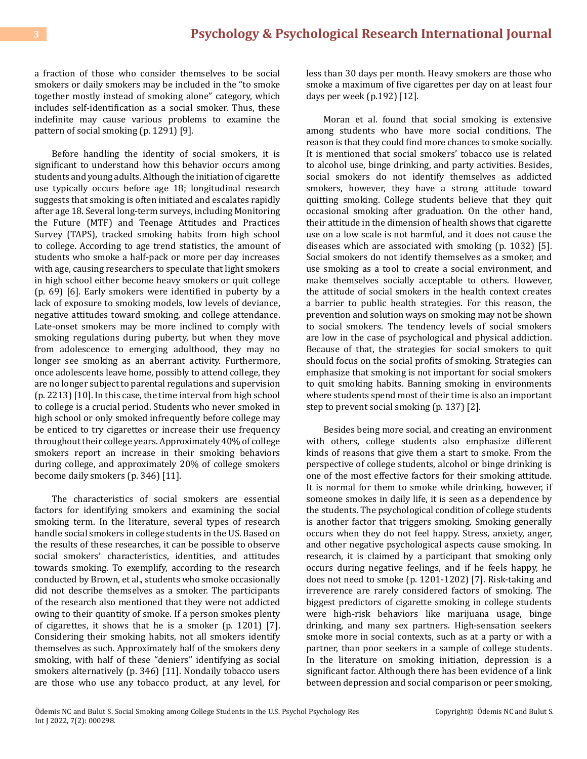a fraction of those who consider themselves to be social smokers or daily smokers may be included in the "to smoke together mostly instead of smoking alone" category, which includes self-identification as a social smoker. Thus, these indefinite may cause various problems to examine the pattern of social smoking (p. 1291) [9].

Before handling the identity of social smokers, it is significant to understand how this behavior occurs among students and young adults. Although the initiation of cigarette use typically occurs before age 18; longitudinal research suggests that smoking is often initiated and escalates rapidly after age 18. Several long-term surveys, including Monitoring the Future (MTF) and Teenage Attitudes and Practices Survey (TAPS), tracked smoking habits from high school to college. According to age trend statistics, the amount of students who smoke a half-pack or more per day increases with age, causing researchers to speculate that light smokers in high school either become heavy smokers or quit college (p. 69) [6]. Early smokers were identified in puberty by a lack of exposure to smoking models, low levels of deviance, negative attitudes toward smoking, and college attendance. Late-onset smokers may be more inclined to comply with smoking regulations during puberty, but when they move from adolescence to emerging adulthood, they may no longer see smoking as an aberrant activity. Furthermore, once adolescents leave home, possibly to attend college, they are no longer subject to parental regulations and supervision (p. 2213) [10]. In this case, the time interval from high school to college is a crucial period. Students who never smoked in high school or only smoked infrequently before college may be enticed to try cigarettes or increase their use frequency throughout their college years. Approximately 40% of college smokers report an increase in their smoking behaviors during college, and approximately 20% of college smokers become daily smokers (p. 346) [11].

The characteristics of social smokers are essential factors for identifying smokers and examining the social smoking term. In the literature, several types of research handle social smokers in college students in the US. Based on the results of these researches, it can be possible to observe social smokers' characteristics, identities, and attitudes towards smoking. To exemplify, according to the research conducted by Brown, et al., students who smoke occasionally did not describe themselves as a smoker. The participants of the research also mentioned that they were not addicted owing to their quantity of smoke. If a person smokes plenty of cigarettes, it shows that he is a smoker (p. 1201) [7]. Considering their smoking habits, not all smokers identify themselves as such. Approximately half of the smokers deny smoking, with half of these "deniers" identifying as social smokers alternatively (p. 346) [11]. Nondaily tobacco users are those who use any tobacco product, at any level, for less than 30 days per month. Heavy smokers are those who smoke a maximum of five cigarettes per day on at least four days per week (p.192) [12].

Moran et al. found that social smoking is extensive among students who have more social conditions. The reason is that they could find more chances to smoke socially. It is mentioned that social smokers' tobacco use is related to alcohol use, binge drinking, and party activities. Besides, social smokers do not identify themselves as addicted smokers, however, they have a strong attitude toward quitting smoking. College students believe that they quit occasional smoking after graduation. On the other hand, their attitude in the dimension of health shows that cigarette use on a low scale is not harmful, and it does not cause the diseases which are associated with smoking (p. 1032) [5]. Social smokers do not identify themselves as a smoker, and use smoking as a tool to create a social environment, and make themselves socially acceptable to others. However, the attitude of social smokers in the health context creates a barrier to public health strategies. For this reason, the prevention and solution ways on smoking may not be shown to social smokers. The tendency levels of social smokers are low in the case of psychological and physical addiction. Because of that, the strategies for social smokers to quit should focus on the social profits of smoking. Strategies can emphasize that smoking is not important for social smokers to quit smoking habits. Banning smoking in environments where students spend most of their time is also an important step to prevent social smoking (p. 137) [2].

Besides being more social, and creating an environment with others, college students also emphasize different kinds of reasons that give them a start to smoke. From the perspective of college students, alcohol or binge drinking is one of the most effective factors for their smoking attitude. It is normal for them to smoke while drinking, however, if someone smokes in daily life, it is seen as a dependence by the students. The psychological condition of college students is another factor that triggers smoking. Smoking generally occurs when they do not feel happy. Stress, anxiety, anger, and other negative psychological aspects cause smoking. In research, it is claimed by a participant that smoking only occurs during negative feelings, and if he feels happy, he does not need to smoke (p. 1201-1202) [7]. Risk-taking and irreverence are rarely considered factors of smoking. The biggest predictors of cigarette smoking in college students were high-risk behaviors like marijuana usage, binge drinking, and many sex partners. High-sensation seekers smoke more in social contexts, such as at a party or with a partner, than poor seekers in a sample of college students. In the literature on smoking initiation, depression is a significant factor. Although there has been evidence of a link between depression and social comparison or peer smoking,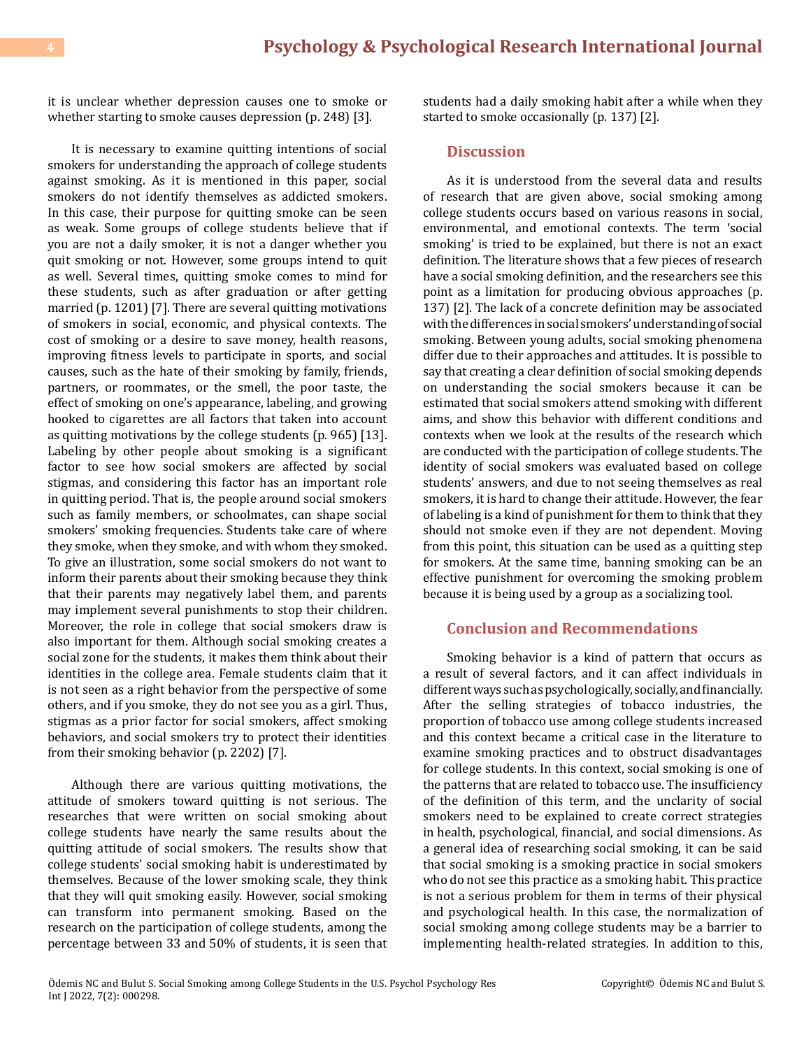it is unclear whether depression causes one to smoke or whether starting to smoke causes depression (p. 248) [3].

It is necessary to examine quitting intentions of social smokers for understanding the approach of college students against smoking. As it is mentioned in this paper, social smokers do not identify themselves as addicted smokers. In this case, their purpose for quitting smoke can be seen as weak. Some groups of college students believe that if you are not a daily smoker, it is not a danger whether you quit smoking or not. However, some groups intend to quit as well. Several times, quitting smoke comes to mind for these students, such as after graduation or after getting married (p. 1201) [7]. There are several quitting motivations of smokers in social, economic, and physical contexts. The cost of smoking or a desire to save money, health reasons, improving fitness levels to participate in sports, and social causes, such as the hate of their smoking by family, friends, partners, or roommates, or the smell, the poor taste, the effect of smoking on one's appearance, labeling, and growing hooked to cigarettes are all factors that taken into account as quitting motivations by the college students (p. 965) [13]. Labeling by other people about smoking is a significant factor to see how social smokers are affected by social stigmas, and considering this factor has an important role in quitting period. That is, the people around social smokers such as family members, or schoolmates, can shape social smokers' smoking frequencies. Students take care of where they smoke, when they smoke, and with whom they smoked. To give an illustration, some social smokers do not want to inform their parents about their smoking because they think that their parents may negatively label them, and parents may implement several punishments to stop their children. Moreover, the role in college that social smokers draw is also important for them. Although social smoking creates a social zone for the students, it makes them think about their identities in the college area. Female students claim that it is not seen as a right behavior from the perspective of some others, and if you smoke, they do not see you as a girl. Thus, stigmas as a prior factor for social smokers, affect smoking behaviors, and social smokers try to protect their identities from their smoking behavior (p. 2202) [7].

Although there are various quitting motivations, the attitude of smokers toward quitting is not serious. The researches that were written on social smoking about college students have nearly the same results about the quitting attitude of social smokers. The results show that college students' social smoking habit is underestimated by themselves. Because of the lower smoking scale, they think that they will quit smoking easily. However, social smoking can transform into permanent smoking. Based on the research on the participation of college students, among the percentage between 33 and 50% of students, it is seen that students had a daily smoking habit after a while when they started to smoke occasionally (p. 137) [2].

## Discussion

As it is understood from the several data and results of research that are given above, social smoking among college students occurs based on various reasons in social, environmental, and emotional contexts. The term 'social smoking' is tried to be explained, but there is not an exact definition. The literature shows that a few pieces of research have a social smoking definition, and the researchers see this point as a limitation for producing obvious approaches (p. 137) [2]. The lack of a concrete definition may be associated with the differences in social smokers' understanding of social smoking. Between young adults, social smoking phenomena differ due to their approaches and attitudes. It is possible to say that creating a clear definition of social smoking depends on understanding the social smokers because it can be estimated that social smokers attend smoking with different aims, and show this behavior with different conditions and contexts when we look at the results of the research which are conducted with the participation of college students. The identity of social smokers was evaluated based on college students' answers, and due to not seeing themselves as real smokers, it is hard to change their attitude. However, the fear of labeling is a kind of punishment for them to think that they should not smoke even if they are not dependent. Moving from this point, this situation can be used as a quitting step for smokers. At the same time, banning smoking can be an effective punishment for overcoming the smoking problem because it is being used by a group as a socializing tool.

## Conclusion and Recommendations

Smoking behavior is a kind of pattern that occurs as a result of several factors, and it can affect individuals in different ways such as psychologically, socially, and financially. After the selling strategies of tobacco industries, the proportion of tobacco use among college students increased and this context became a critical case in the literature to examine smoking practices and to obstruct disadvantages for college students. In this context, social smoking is one of the patterns that are related to tobacco use. The insufficiency of the definition of this term, and the unclarity of social smokers need to be explained to create correct strategies in health, psychological, financial, and social dimensions. As a general idea of researching social smoking, it can be said that social smoking is a smoking practice in social smokers who do not see this practice as a smoking habit. This practice is not a serious problem for them in terms of their physical and psychological health. In this case, the normalization of social smoking among college students may be a barrier to implementing health-related strategies. In addition to this,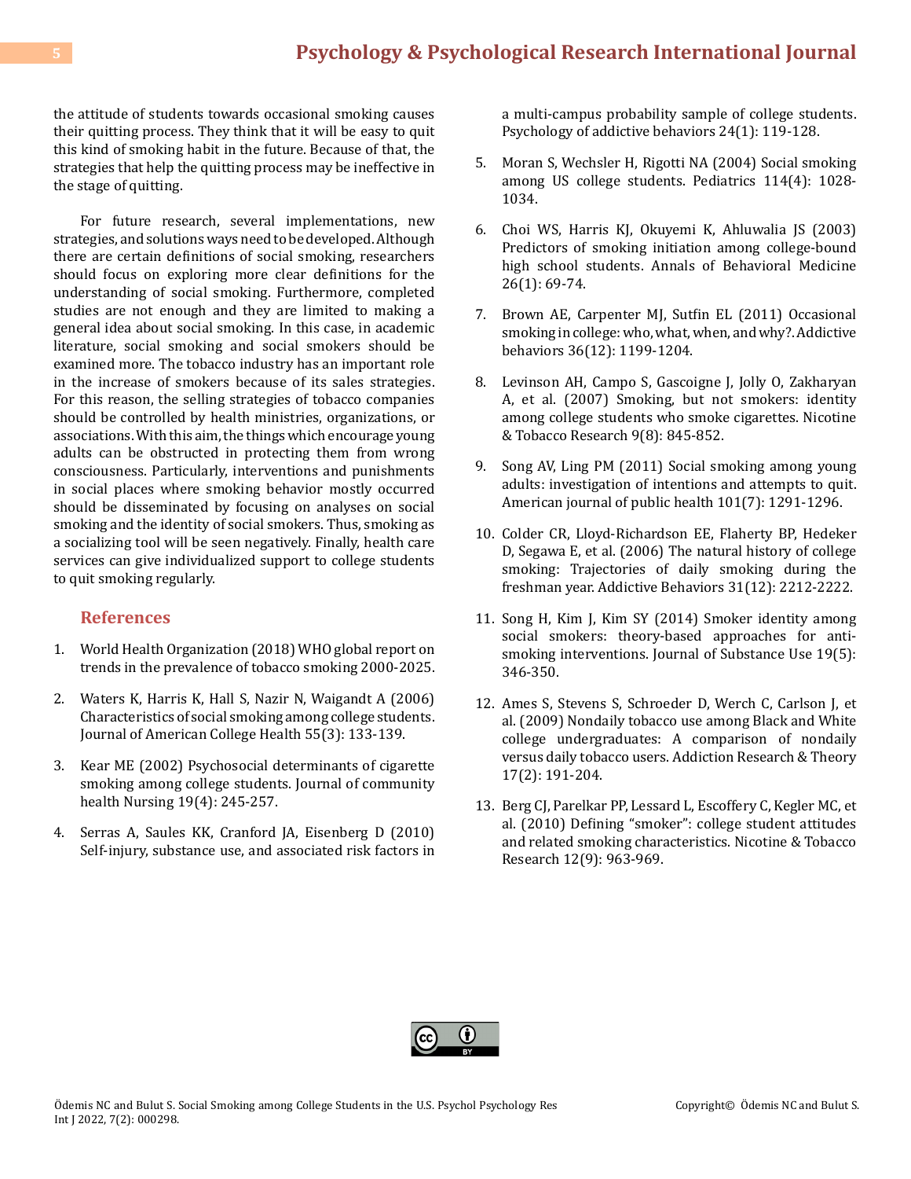the attitude of students towards occasional smoking causes their quitting process. They think that it will be easy to quit this kind of smoking habit in the future. Because of that, the strategies that help the quitting process may be ineffective in the stage of quitting.

For future research, several implementations, new strategies, and solutions ways need to be developed. Although there are certain definitions of social smoking, researchers should focus on exploring more clear definitions for the understanding of social smoking. Furthermore, completed studies are not enough and they are limited to making a general idea about social smoking. In this case, in academic literature, social smoking and social smokers should be examined more. The tobacco industry has an important role in the increase of smokers because of its sales strategies. For this reason, the selling strategies of tobacco companies should be controlled by health ministries, organizations, or associations. With this aim, the things which encourage young adults can be obstructed in protecting them from wrong consciousness. Particularly, interventions and punishments in social places where smoking behavior mostly occurred should be disseminated by focusing on analyses on social smoking and the identity of social smokers. Thus, smoking as a socializing tool will be seen negatively. Finally, health care services can give individualized support to college students to quit smoking regularly.

## References

1. World Health Organization (2018) WHO global report on trends in the prevalence of tobacco smoking 2000-2025.
2. Waters K, Harris K, Hall S, Nazir N, Waigandt A (2006) Characteristics of social smoking among college students. Journal of American College Health 55(3): 133-139.
3. Kear ME (2002) Psychosocial determinants of cigarette smoking among college students. Journal of community health Nursing 19(4): 245-257.
4. Serras A, Saules KK, Cranford JA, Eisenberg D (2010) Self-injury, substance use, and associated risk factors in a multi-campus probability sample of college students. Psychology of addictive behaviors 24(1): 119-128.
5. Moran S, Wechsler H, Rigotti NA (2004) Social smoking among US college students. Pediatrics 114(4): 1028-1034.
6. Choi WS, Harris KJ, Okuyemi K, Ahluwalia JS (2003) Predictors of smoking initiation among college-bound high school students. Annals of Behavioral Medicine 26(1): 69-74.
7. Brown AE, Carpenter MJ, Sutfin EL (2011) Occasional smoking in college: who, what, when, and why?. Addictive behaviors 36(12): 1199-1204.
8. Levinson AH, Campo S, Gascoigne J, Jolly O, Zakharyan A, et al. (2007) Smoking, but not smokers: identity among college students who smoke cigarettes. Nicotine & Tobacco Research 9(8): 845-852.
9. Song AV, Ling PM (2011) Social smoking among young adults: investigation of intentions and attempts to quit. American journal of public health 101(7): 1291-1296.
10. Colder CR, Lloyd-Richardson EE, Flaherty BP, Hedeker D, Segawa E, et al. (2006) The natural history of college smoking: Trajectories of daily smoking during the freshman year. Addictive Behaviors 31(12): 2212-2222.
11. Song H, Kim J, Kim SY (2014) Smoker identity among social smokers: theory-based approaches for anti-smoking interventions. Journal of Substance Use 19(5): 346-350.
12. Ames S, Stevens S, Schroeder D, Werch C, Carlson J, et al. (2009) Nondaily tobacco use among Black and White college undergraduates: A comparison of nondaily versus daily tobacco users. Addiction Research & Theory 17(2): 191-204.
13. Berg CJ, Parelkar PP, Lessard L, Escoffery C, Kegler MC, et al. (2010) Defining "smoker": college student attitudes and related smoking characteristics. Nicotine & Tobacco Research 12(9): 963-969.